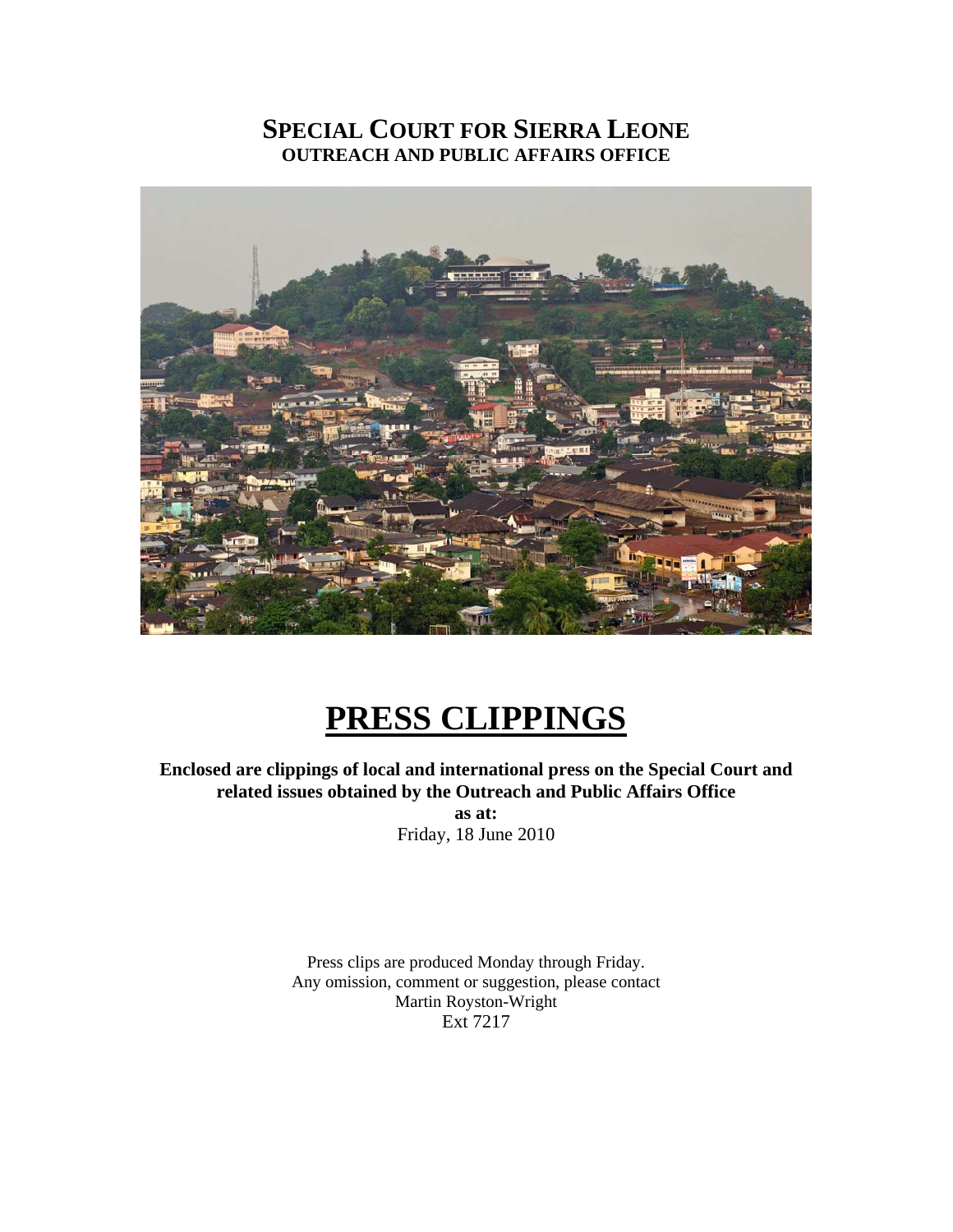# SPECIAL COURT FOR SIERRA LEONE
## OUTREACH AND PUBLIC AFFAIRS OFFICE

# PRESS CLIPPINGS

**Enclosed are clippings of local and international press on the Special Court and related issues obtained by the Outreach and Public Affairs Office**

**as at:**

Friday, 18 June 2010

Press clips are produced Monday through Friday.
Any omission, comment or suggestion, please contact
Martin Royston-Wright
Ext 7217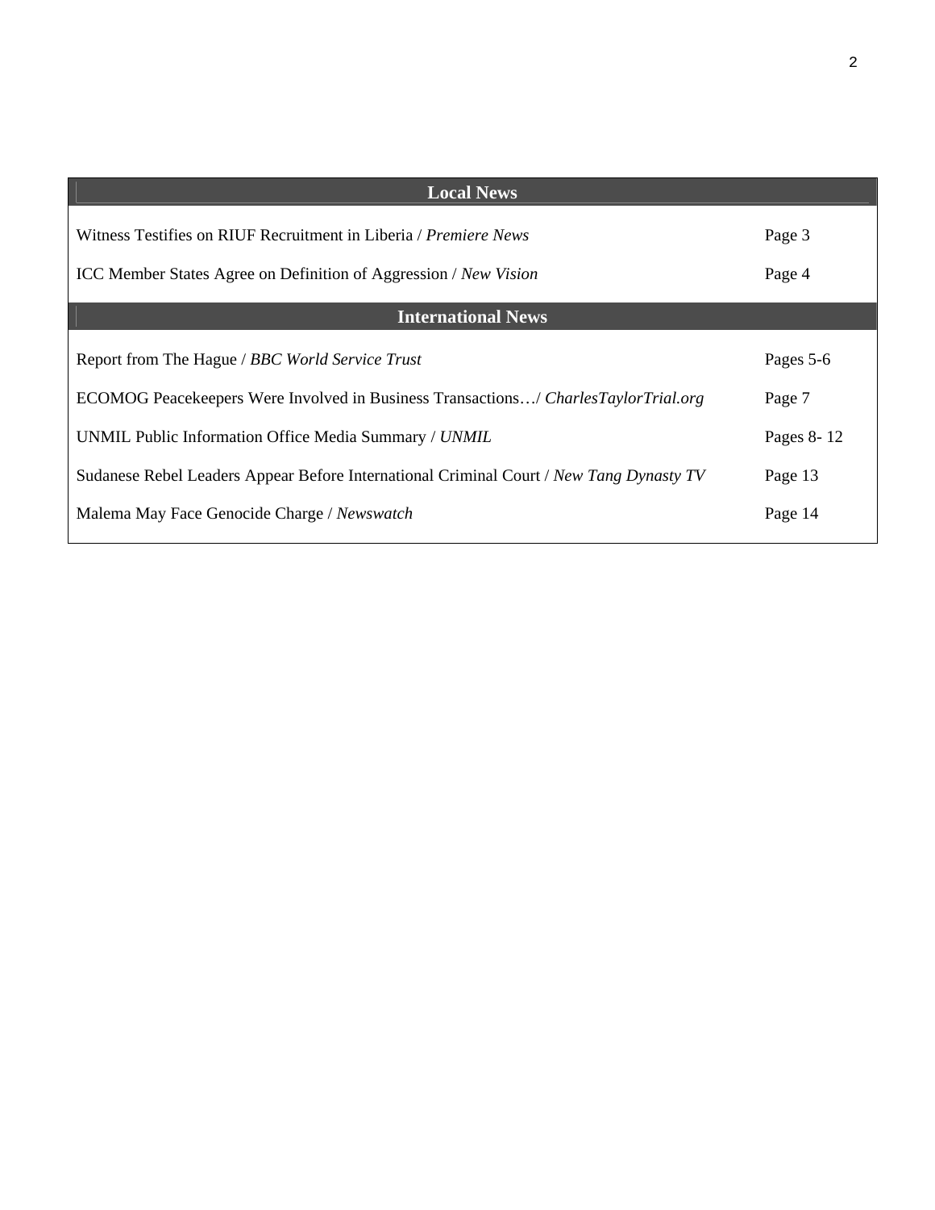| Local News | |
|---|---|
| Witness Testifies on RIUF Recruitment in Liberia / *Premiere News* | Page 3 |
| ICC Member States Agree on Definition of Aggression / *New Vision* | Page 4 |
| **International News** | |
| Report from The Hague / *BBC World Service Trust* | Pages 5-6 |
| ECOMOG Peacekeepers Were Involved in Business Transactions…/ *CharlesTaylorTrial.org* | Page 7 |
| UNMIL Public Information Office Media Summary / *UNMIL* | Pages 8- 12 |
| Sudanese Rebel Leaders Appear Before International Criminal Court / *New Tang Dynasty TV* | Page 13 |
| Malema May Face Genocide Charge / *Newswatch* | Page 14 |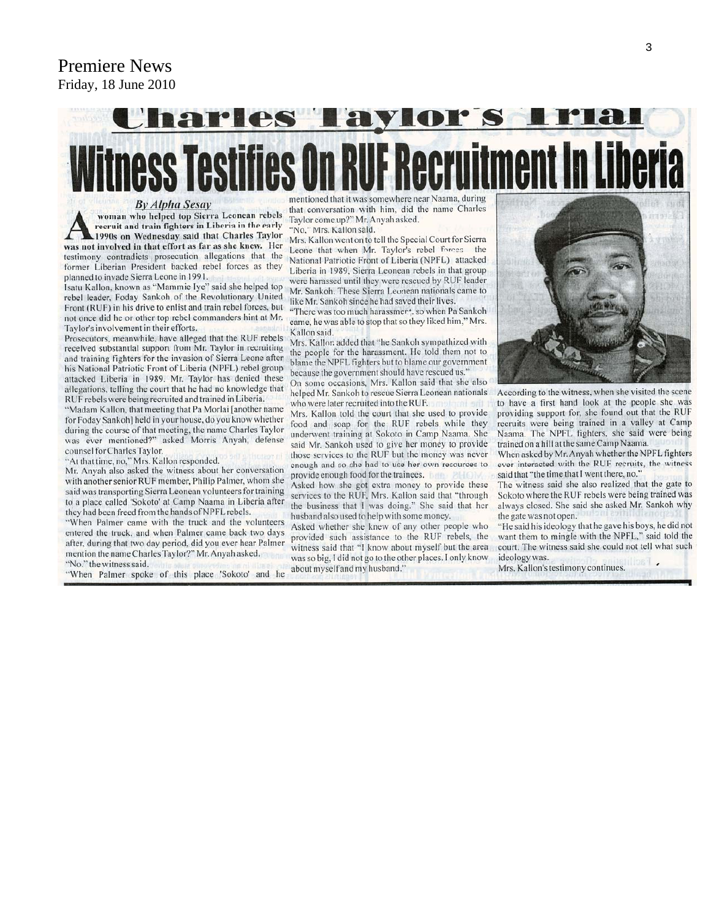Premiere News
Friday, 18 June 2010

# Charles Taylor's Trial

## Witness Testifies On RUF Recruitment In Liberia

*By Alpha Sesay*

A woman who helped top Sierra Leonean rebels recruit and train fighters in Liberia in the early 1990s on Wednesday said that Charles Taylor was not involved in that effort as far as she knew. Her testimony contradicts prosecution allegations that the former Liberian President backed rebel forces as they planned to invade Sierra Leone in 1991.

Isatu Kallon, known as "Mammie Iye" said she helped top rebel leader, Foday Sankoh of the Revolutionary United Front (RUF) in his drive to enlist and train rebel forces, but not once did he or other top rebel commanders hint at Mr. Taylor's involvement in their efforts.

Prosecutors, meanwhile, have alleged that the RUF rebels received substantial support from Mr. Taylor in recruiting and training fighters for the invasion of Sierra Leone after his National Patriotic Front of Liberia (NPFL) rebel group attacked Liberia in 1989. Mr. Taylor has denied these allegations, telling the court that he had no knowledge that RUF rebels were being recruited and trained in Liberia.

"Madam Kallon, that meeting that Pa Morlai [another name for Foday Sankoh] held in your house, do you know whether during the course of that meeting, the name Charles Taylor was ever mentioned?" asked Morris Anyah, defense counsel for Charles Taylor.

"At that time, no," Mrs. Kallon responded.

Mr. Anyah also asked the witness about her conversation with another senior RUF member, Philip Palmer, whom she said was transporting Sierra Leonean volunteers for training to a place called 'Sokoto' at Camp Naama in Liberia after they had been freed from the hands of NPFL rebels.

"When Palmer came with the truck and the volunteers entered the truck, and when Palmer came back two days after, during that two day period, did you ever hear Palmer mention the name Charles Taylor?" Mr. Anyah asked.

"No," the witness said.

"When Palmer spoke of this place 'Sokoto' and he mentioned that it was somewhere near Naama, during that conversation with him, did the name Charles Taylor come up?" Mr. Anyah asked.

"No," Mrs. Kallon said.

Mrs. Kallon went on to tell the Special Court for Sierra Leone that when Mr. Taylor's rebel forces the National Patriotic Front of Liberia (NPFL) attacked Liberia in 1989, Sierra Leonean rebels in that group were harassed until they were rescued by RUF leader Mr. Sankoh. These Sierra Leonean nationals came to like Mr. Sankoh since he had saved their lives.

"There was too much harassment, so when Pa Sankoh came, he was able to stop that so they liked him," Mrs. Kallon said.

Mrs. Kallon added that "he Sankoh sympathized with the people for the harassment. He told them not to blame the NPFL fighters but to blame our government because the government should have rescued us."

On some occasions, Mrs. Kallon said that she also helped Mr. Sankoh to rescue Sierra Leonean nationals who were later recruited into the RUF.

Mrs. Kallon told the court that she used to provide food and soap for the RUF rebels while they underwent training at Sokoto in Camp Naama. She said Mr. Sankoh used to give her money to provide those services to the RUF but the money was never enough and so she had to use her own resources to provide enough food for the trainees.

Asked how she got extra money to provide these services to the RUF, Mrs. Kallon said that "through the business that I was doing." She said that her husband also used to help with some money.

Asked whether she knew of any other people who provided such assistance to the RUF rebels, the witness said that "I know about myself but the area was so big, I did not go to the other places. I only know about myself and my husband."

According to the witness, when she visited the scene to have a first hand look at the people she was providing support for, she found out that the RUF recruits were being trained in a valley at Camp Naama. The NPFL fighters, she said were being trained on a hill at the same Camp Naama.

When asked by Mr. Anyah whether the NPFL fighters ever interacted with the RUF recruits, the witness said that "the time that I went there, no."

The witness said she also realized that the gate to Sokoto where the RUF rebels were being trained was always closed. She said she asked Mr. Sankoh why the gate was not open.

"He said his ideology that he gave his boys, he did not want them to mingle with the NPFL," said told the court. The witness said she could not tell what such ideology was.

Mrs. Kallon's testimony continues.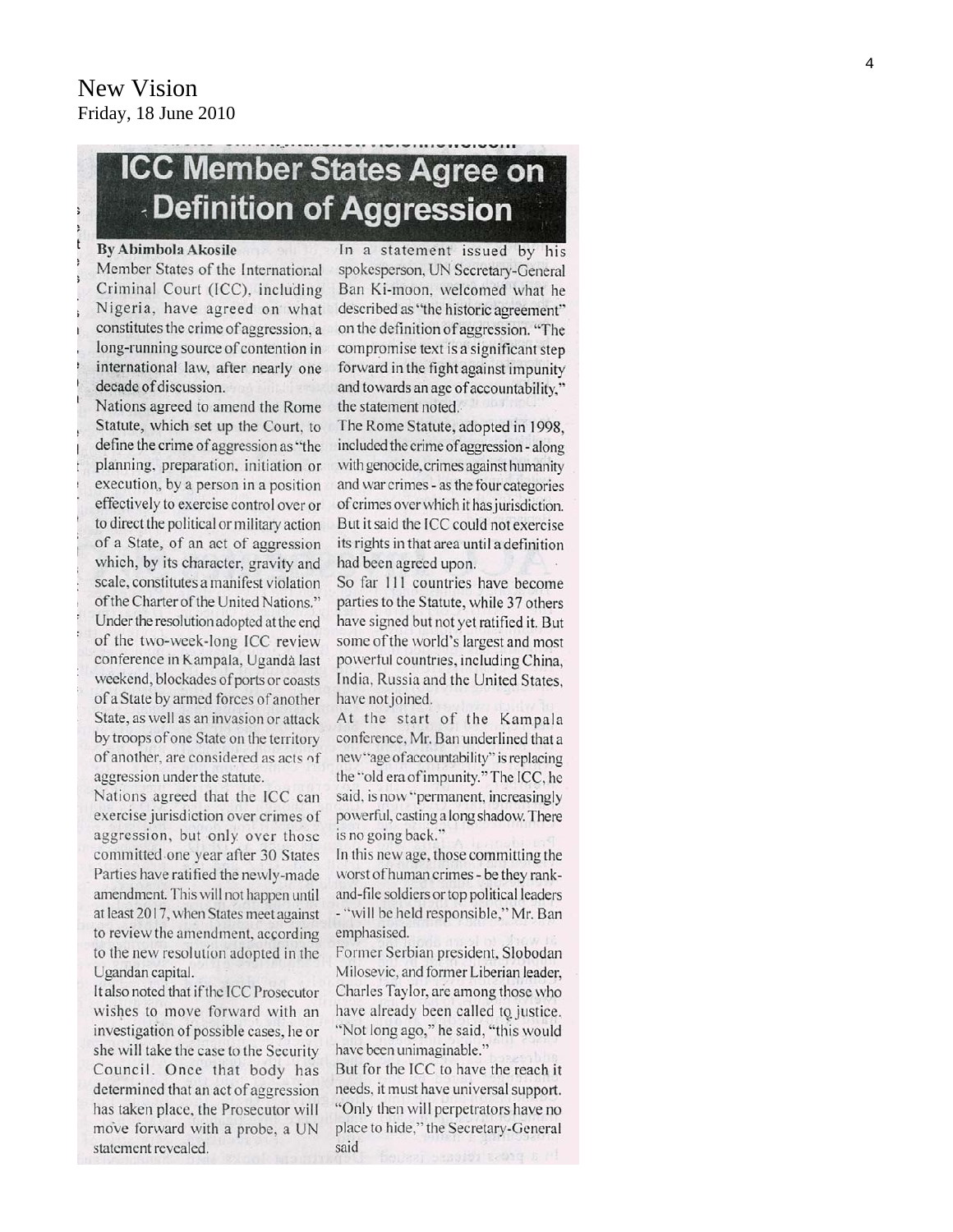New Vision
Friday, 18 June 2010

# ICC Member States Agree on Definition of Aggression

**By Abimbola Akosile**

Member States of the International Criminal Court (ICC), including Nigeria, have agreed on what constitutes the crime of aggression, a long-running source of contention in international law, after nearly one decade of discussion.

Nations agreed to amend the Rome Statute, which set up the Court, to define the crime of aggression as "the planning, preparation, initiation or execution, by a person in a position effectively to exercise control over or to direct the political or military action of a State, of an act of aggression which, by its character, gravity and scale, constitutes a manifest violation of the Charter of the United Nations."

Under the resolution adopted at the end of the two-week-long ICC review conference in Kampala, Uganda last weekend, blockades of ports or coasts of a State by armed forces of another State, as well as an invasion or attack by troops of one State on the territory of another, are considered as acts of aggression under the statute.

Nations agreed that the ICC can exercise jurisdiction over crimes of aggression, but only over those committed one year after 30 States Parties have ratified the newly-made amendment. This will not happen until at least 2017, when States meet against to review the amendment, according to the new resolution adopted in the Ugandan capital.

It also noted that if the ICC Prosecutor wishes to move forward with an investigation of possible cases, he or she will take the case to the Security Council. Once that body has determined that an act of aggression has taken place, the Prosecutor will move forward with a probe, a UN statement revealed.

In a statement issued by his spokesperson, UN Secretary-General Ban Ki-moon, welcomed what he described as "the historic agreement" on the definition of aggression. "The compromise text is a significant step forward in the fight against impunity and towards an age of accountability," the statement noted.

The Rome Statute, adopted in 1998, included the crime of aggression - along with genocide, crimes against humanity and war crimes - as the four categories of crimes over which it has jurisdiction. But it said the ICC could not exercise its rights in that area until a definition had been agreed upon.

So far 111 countries have become parties to the Statute, while 37 others have signed but not yet ratified it. But some of the world's largest and most powerful countries, including China, India, Russia and the United States, have not joined.

At the start of the Kampala conference, Mr. Ban underlined that a new "age of accountability" is replacing the "old era of impunity." The ICC, he said, is now "permanent, increasingly powerful, casting a long shadow. There is no going back."

In this new age, those committing the worst of human crimes - be they rank-and-file soldiers or top political leaders - "will be held responsible," Mr. Ban emphasised.

Former Serbian president, Slobodan Milosevic, and former Liberian leader, Charles Taylor, are among those who have already been called to justice. "Not long ago," he said, "this would have been unimaginable."

But for the ICC to have the reach it needs, it must have universal support. "Only then will perpetrators have no place to hide," the Secretary-General said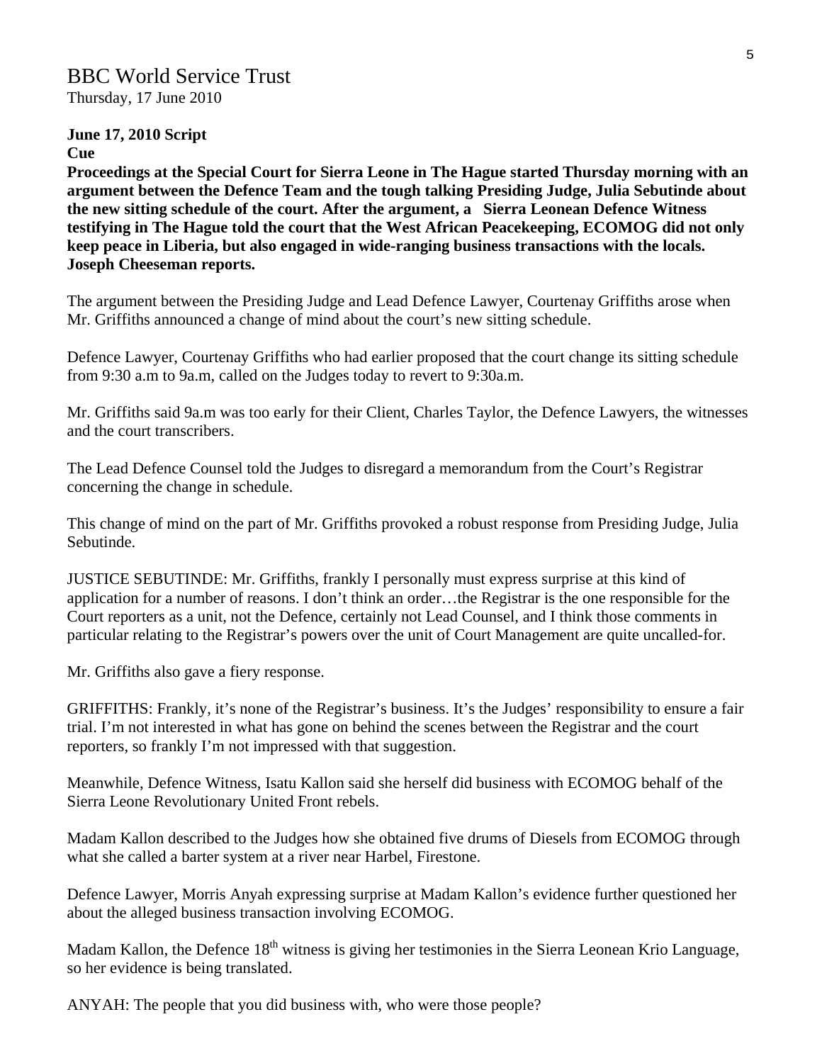# BBC World Service Trust

Thursday, 17 June 2010

**June 17, 2010 Script**

**Cue**

**Proceedings at the Special Court for Sierra Leone in The Hague started Thursday morning with an argument between the Defence Team and the tough talking Presiding Judge, Julia Sebutinde about the new sitting schedule of the court. After the argument, a Sierra Leonean Defence Witness testifying in The Hague told the court that the West African Peacekeeping, ECOMOG did not only keep peace in Liberia, but also engaged in wide-ranging business transactions with the locals. Joseph Cheeseman reports.**

The argument between the Presiding Judge and Lead Defence Lawyer, Courtenay Griffiths arose when Mr. Griffiths announced a change of mind about the court's new sitting schedule.

Defence Lawyer, Courtenay Griffiths who had earlier proposed that the court change its sitting schedule from 9:30 a.m to 9a.m, called on the Judges today to revert to 9:30a.m.

Mr. Griffiths said 9a.m was too early for their Client, Charles Taylor, the Defence Lawyers, the witnesses and the court transcribers.

The Lead Defence Counsel told the Judges to disregard a memorandum from the Court's Registrar concerning the change in schedule.

This change of mind on the part of Mr. Griffiths provoked a robust response from Presiding Judge, Julia Sebutinde.

JUSTICE SEBUTINDE: Mr. Griffiths, frankly I personally must express surprise at this kind of application for a number of reasons. I don't think an order…the Registrar is the one responsible for the Court reporters as a unit, not the Defence, certainly not Lead Counsel, and I think those comments in particular relating to the Registrar's powers over the unit of Court Management are quite uncalled-for.

Mr. Griffiths also gave a fiery response.

GRIFFITHS: Frankly, it's none of the Registrar's business. It's the Judges' responsibility to ensure a fair trial. I'm not interested in what has gone on behind the scenes between the Registrar and the court reporters, so frankly I'm not impressed with that suggestion.

Meanwhile, Defence Witness, Isatu Kallon said she herself did business with ECOMOG behalf of the Sierra Leone Revolutionary United Front rebels.

Madam Kallon described to the Judges how she obtained five drums of Diesels from ECOMOG through what she called a barter system at a river near Harbel, Firestone.

Defence Lawyer, Morris Anyah expressing surprise at Madam Kallon's evidence further questioned her about the alleged business transaction involving ECOMOG.

Madam Kallon, the Defence 18th witness is giving her testimonies in the Sierra Leonean Krio Language, so her evidence is being translated.

ANYAH: The people that you did business with, who were those people?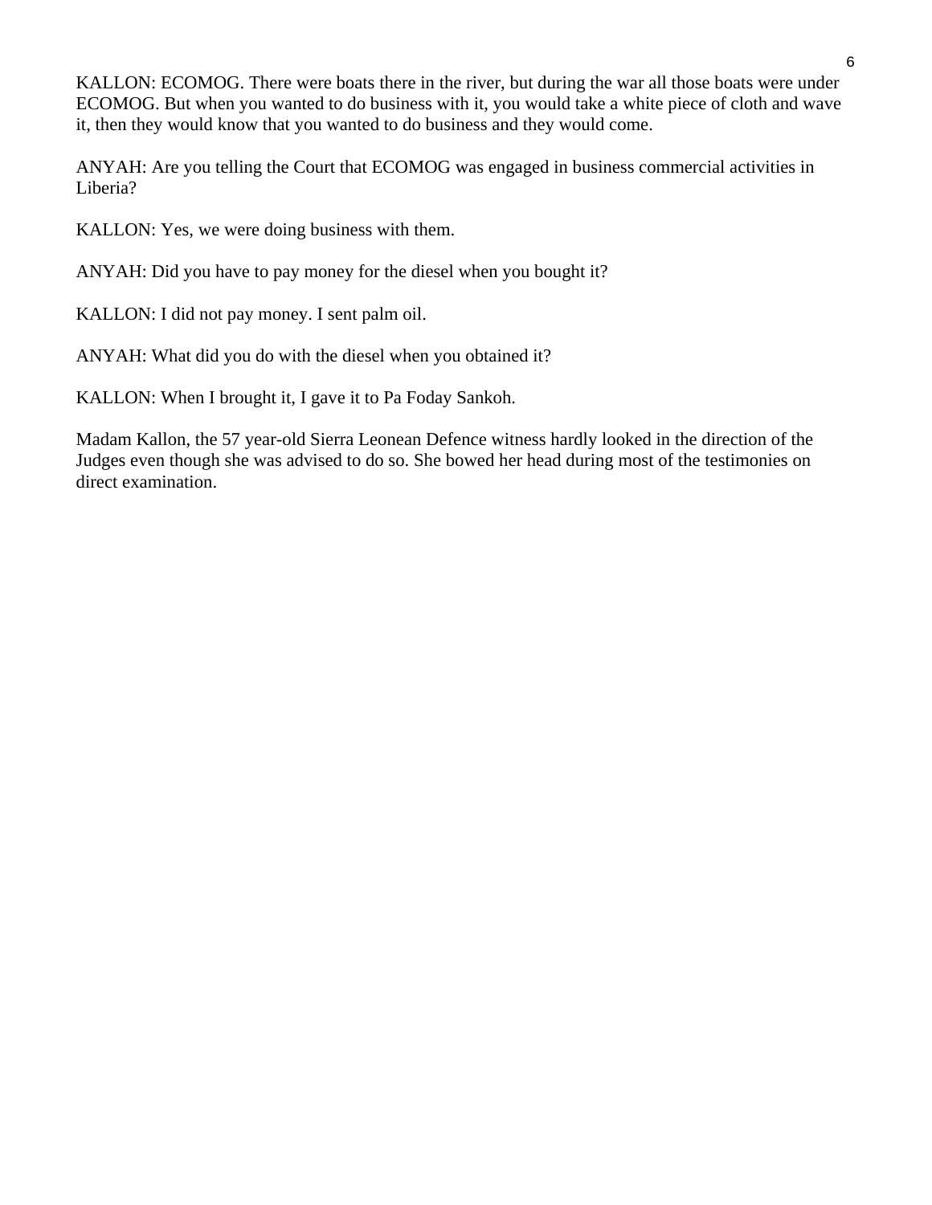KALLON: ECOMOG. There were boats there in the river, but during the war all those boats were under ECOMOG. But when you wanted to do business with it, you would take a white piece of cloth and wave it, then they would know that you wanted to do business and they would come.

ANYAH: Are you telling the Court that ECOMOG was engaged in business commercial activities in Liberia?

KALLON: Yes, we were doing business with them.

ANYAH: Did you have to pay money for the diesel when you bought it?

KALLON: I did not pay money. I sent palm oil.

ANYAH: What did you do with the diesel when you obtained it?

KALLON: When I brought it, I gave it to Pa Foday Sankoh.

Madam Kallon, the 57 year-old Sierra Leonean Defence witness hardly looked in the direction of the Judges even though she was advised to do so. She bowed her head during most of the testimonies on direct examination.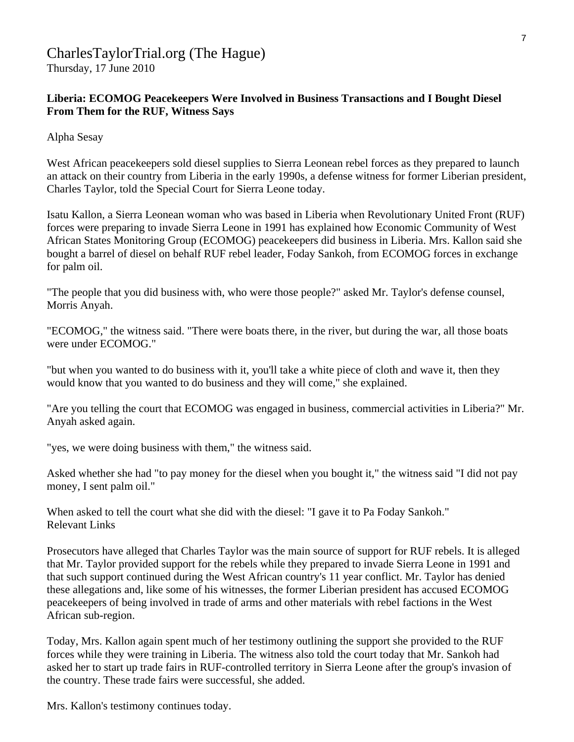CharlesTaylorTrial.org (The Hague)
Thursday, 17 June 2010

**Liberia: ECOMOG Peacekeepers Were Involved in Business Transactions and I Bought Diesel From Them for the RUF, Witness Says**

Alpha Sesay

West African peacekeepers sold diesel supplies to Sierra Leonean rebel forces as they prepared to launch an attack on their country from Liberia in the early 1990s, a defense witness for former Liberian president, Charles Taylor, told the Special Court for Sierra Leone today.

Isatu Kallon, a Sierra Leonean woman who was based in Liberia when Revolutionary United Front (RUF) forces were preparing to invade Sierra Leone in 1991 has explained how Economic Community of West African States Monitoring Group (ECOMOG) peacekeepers did business in Liberia. Mrs. Kallon said she bought a barrel of diesel on behalf RUF rebel leader, Foday Sankoh, from ECOMOG forces in exchange for palm oil.

"The people that you did business with, who were those people?" asked Mr. Taylor's defense counsel, Morris Anyah.

"ECOMOG," the witness said. "There were boats there, in the river, but during the war, all those boats were under ECOMOG."

"but when you wanted to do business with it, you'll take a white piece of cloth and wave it, then they would know that you wanted to do business and they will come," she explained.

"Are you telling the court that ECOMOG was engaged in business, commercial activities in Liberia?" Mr. Anyah asked again.

"yes, we were doing business with them," the witness said.

Asked whether she had "to pay money for the diesel when you bought it," the witness said "I did not pay money, I sent palm oil."

When asked to tell the court what she did with the diesel: "I gave it to Pa Foday Sankoh."
Relevant Links

Prosecutors have alleged that Charles Taylor was the main source of support for RUF rebels. It is alleged that Mr. Taylor provided support for the rebels while they prepared to invade Sierra Leone in 1991 and that such support continued during the West African country's 11 year conflict. Mr. Taylor has denied these allegations and, like some of his witnesses, the former Liberian president has accused ECOMOG peacekeepers of being involved in trade of arms and other materials with rebel factions in the West African sub-region.

Today, Mrs. Kallon again spent much of her testimony outlining the support she provided to the RUF forces while they were training in Liberia. The witness also told the court today that Mr. Sankoh had asked her to start up trade fairs in RUF-controlled territory in Sierra Leone after the group's invasion of the country. These trade fairs were successful, she added.

Mrs. Kallon's testimony continues today.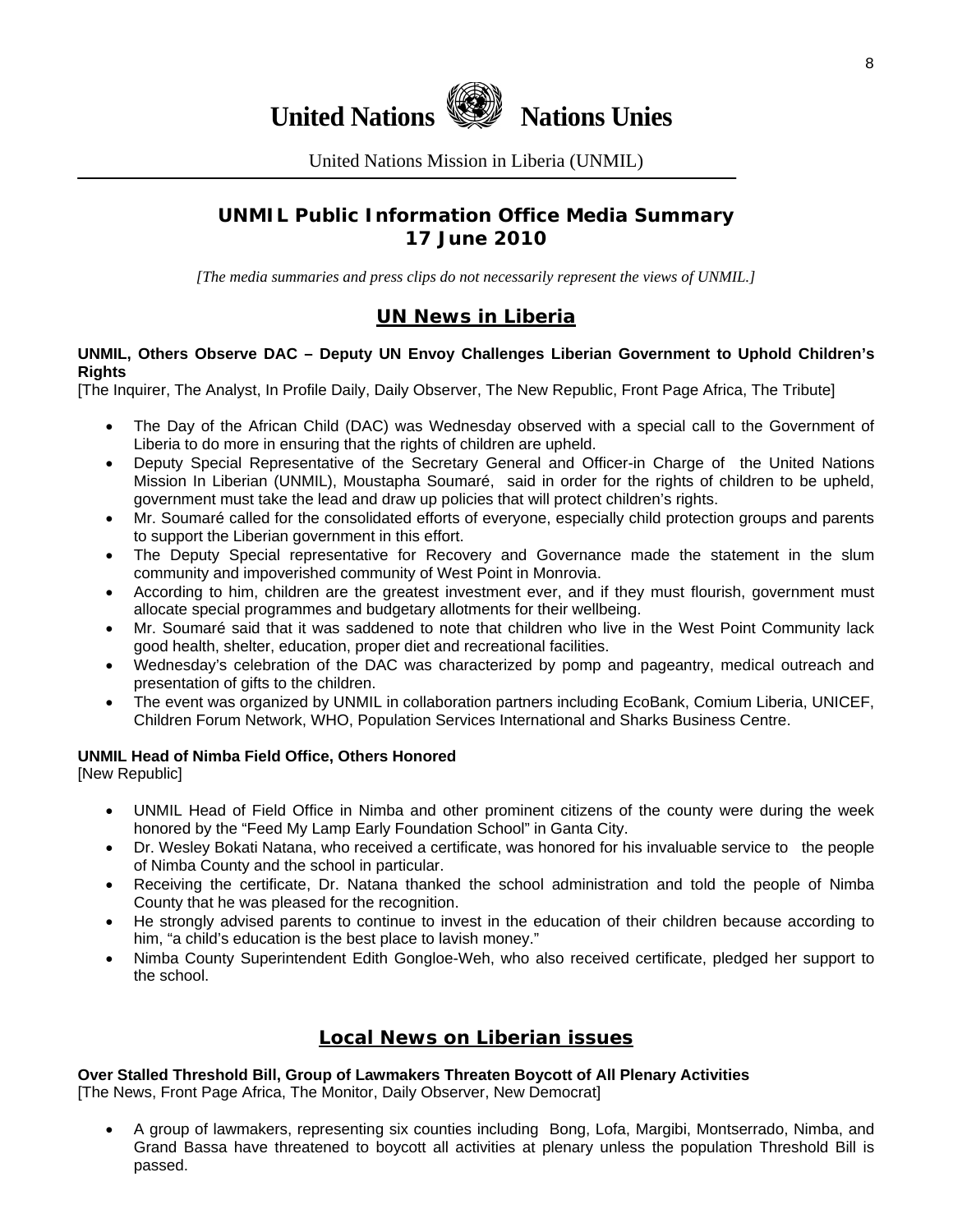# United Nations Nations Unies

United Nations Mission in Liberia (UNMIL)

## UNMIL Public Information Office Media Summary
## 17 June 2010

*[The media summaries and press clips do not necessarily represent the views of UNMIL.]*

## UN News in Liberia

**UNMIL, Others Observe DAC – Deputy UN Envoy Challenges Liberian Government to Uphold Children's Rights**
[The Inquirer, The Analyst, In Profile Daily, Daily Observer, The New Republic, Front Page Africa, The Tribute]

- The Day of the African Child (DAC) was Wednesday observed with a special call to the Government of Liberia to do more in ensuring that the rights of children are upheld.
- Deputy Special Representative of the Secretary General and Officer-in Charge of the United Nations Mission In Liberian (UNMIL), Moustapha Soumaré, said in order for the rights of children to be upheld, government must take the lead and draw up policies that will protect children's rights.
- Mr. Soumaré called for the consolidated efforts of everyone, especially child protection groups and parents to support the Liberian government in this effort.
- The Deputy Special representative for Recovery and Governance made the statement in the slum community and impoverished community of West Point in Monrovia.
- According to him, children are the greatest investment ever, and if they must flourish, government must allocate special programmes and budgetary allotments for their wellbeing.
- Mr. Soumaré said that it was saddened to note that children who live in the West Point Community lack good health, shelter, education, proper diet and recreational facilities.
- Wednesday's celebration of the DAC was characterized by pomp and pageantry, medical outreach and presentation of gifts to the children.
- The event was organized by UNMIL in collaboration partners including EcoBank, Comium Liberia, UNICEF, Children Forum Network, WHO, Population Services International and Sharks Business Centre.

**UNMIL Head of Nimba Field Office, Others Honored**
[New Republic]

- UNMIL Head of Field Office in Nimba and other prominent citizens of the county were during the week honored by the "Feed My Lamp Early Foundation School" in Ganta City.
- Dr. Wesley Bokati Natana, who received a certificate, was honored for his invaluable service to the people of Nimba County and the school in particular.
- Receiving the certificate, Dr. Natana thanked the school administration and told the people of Nimba County that he was pleased for the recognition.
- He strongly advised parents to continue to invest in the education of their children because according to him, "a child's education is the best place to lavish money."
- Nimba County Superintendent Edith Gongloe-Weh, who also received certificate, pledged her support to the school.

## Local News on Liberian issues

**Over Stalled Threshold Bill, Group of Lawmakers Threaten Boycott of All Plenary Activities**
[The News, Front Page Africa, The Monitor, Daily Observer, New Democrat]

- A group of lawmakers, representing six counties including Bong, Lofa, Margibi, Montserrado, Nimba, and Grand Bassa have threatened to boycott all activities at plenary unless the population Threshold Bill is passed.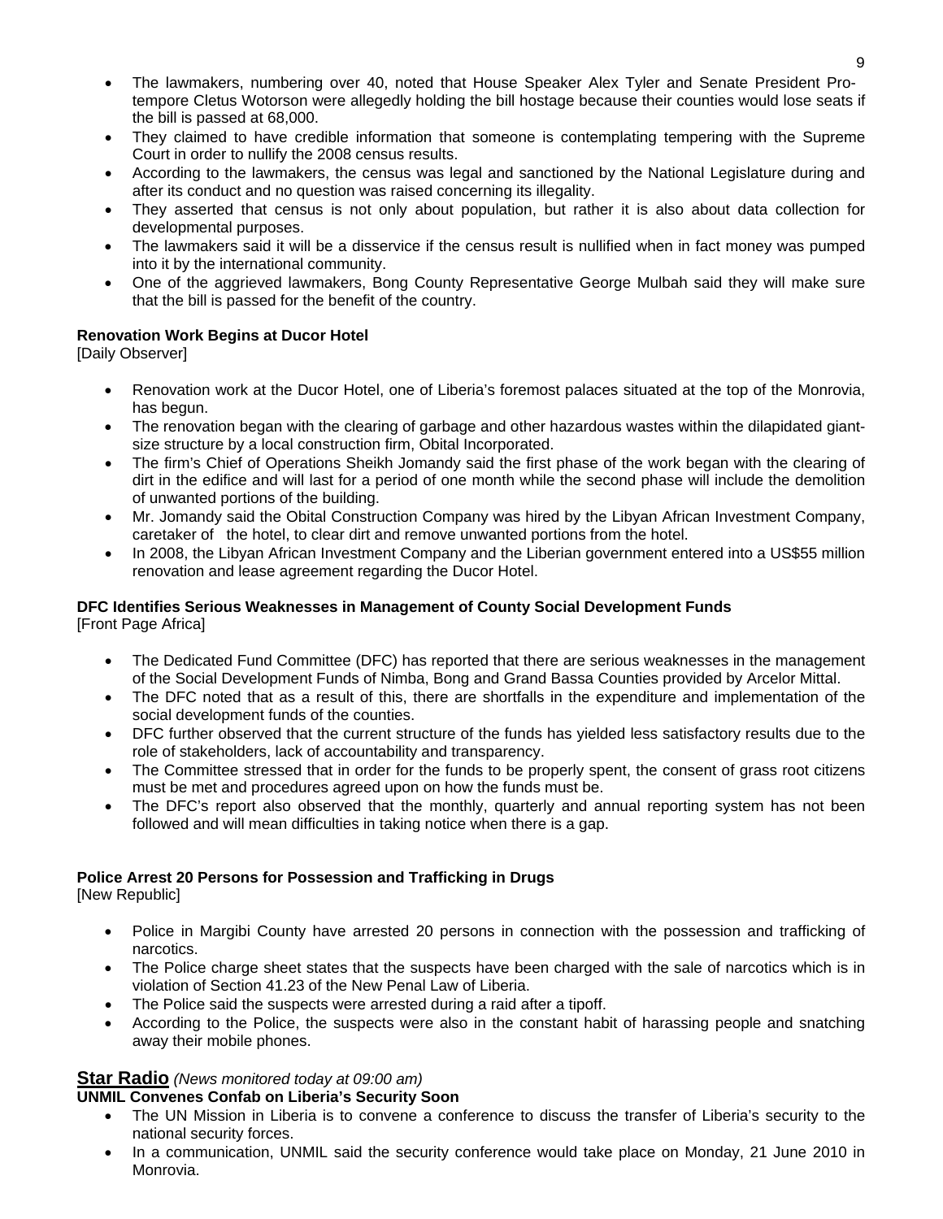- The lawmakers, numbering over 40, noted that House Speaker Alex Tyler and Senate President Pro-tempore Cletus Wotorson were allegedly holding the bill hostage because their counties would lose seats if the bill is passed at 68,000.
- They claimed to have credible information that someone is contemplating tempering with the Supreme Court in order to nullify the 2008 census results.
- According to the lawmakers, the census was legal and sanctioned by the National Legislature during and after its conduct and no question was raised concerning its illegality.
- They asserted that census is not only about population, but rather it is also about data collection for developmental purposes.
- The lawmakers said it will be a disservice if the census result is nullified when in fact money was pumped into it by the international community.
- One of the aggrieved lawmakers, Bong County Representative George Mulbah said they will make sure that the bill is passed for the benefit of the country.

**Renovation Work Begins at Ducor Hotel**
[Daily Observer]

- Renovation work at the Ducor Hotel, one of Liberia's foremost palaces situated at the top of the Monrovia, has begun.
- The renovation began with the clearing of garbage and other hazardous wastes within the dilapidated giant-size structure by a local construction firm, Obital Incorporated.
- The firm's Chief of Operations Sheikh Jomandy said the first phase of the work began with the clearing of dirt in the edifice and will last for a period of one month while the second phase will include the demolition of unwanted portions of the building.
- Mr. Jomandy said the Obital Construction Company was hired by the Libyan African Investment Company, caretaker of the hotel, to clear dirt and remove unwanted portions from the hotel.
- In 2008, the Libyan African Investment Company and the Liberian government entered into a US$55 million renovation and lease agreement regarding the Ducor Hotel.

**DFC Identifies Serious Weaknesses in Management of County Social Development Funds**
[Front Page Africa]

- The Dedicated Fund Committee (DFC) has reported that there are serious weaknesses in the management of the Social Development Funds of Nimba, Bong and Grand Bassa Counties provided by Arcelor Mittal.
- The DFC noted that as a result of this, there are shortfalls in the expenditure and implementation of the social development funds of the counties.
- DFC further observed that the current structure of the funds has yielded less satisfactory results due to the role of stakeholders, lack of accountability and transparency.
- The Committee stressed that in order for the funds to be properly spent, the consent of grass root citizens must be met and procedures agreed upon on how the funds must be.
- The DFC's report also observed that the monthly, quarterly and annual reporting system has not been followed and will mean difficulties in taking notice when there is a gap.

**Police Arrest 20 Persons for Possession and Trafficking in Drugs**
[New Republic]

- Police in Margibi County have arrested 20 persons in connection with the possession and trafficking of narcotics.
- The Police charge sheet states that the suspects have been charged with the sale of narcotics which is in violation of Section 41.23 of the New Penal Law of Liberia.
- The Police said the suspects were arrested during a raid after a tipoff.
- According to the Police, the suspects were also in the constant habit of harassing people and snatching away their mobile phones.

## Star Radio *(News monitored today at 09:00 am)*

**UNMIL Convenes Confab on Liberia's Security Soon**

- The UN Mission in Liberia is to convene a conference to discuss the transfer of Liberia's security to the national security forces.
- In a communication, UNMIL said the security conference would take place on Monday, 21 June 2010 in Monrovia.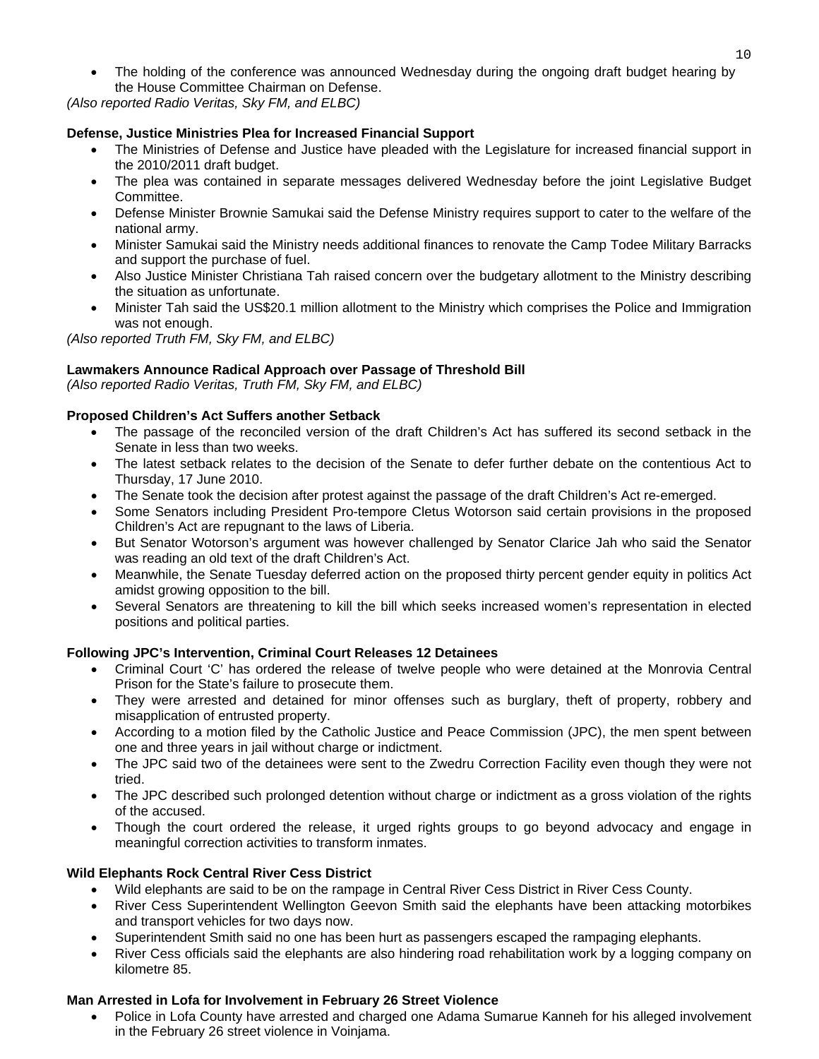- The holding of the conference was announced Wednesday during the ongoing draft budget hearing by the House Committee Chairman on Defense.

*(Also reported Radio Veritas, Sky FM, and ELBC)*

**Defense, Justice Ministries Plea for Increased Financial Support**

- The Ministries of Defense and Justice have pleaded with the Legislature for increased financial support in the 2010/2011 draft budget.
- The plea was contained in separate messages delivered Wednesday before the joint Legislative Budget Committee.
- Defense Minister Brownie Samukai said the Defense Ministry requires support to cater to the welfare of the national army.
- Minister Samukai said the Ministry needs additional finances to renovate the Camp Todee Military Barracks and support the purchase of fuel.
- Also Justice Minister Christiana Tah raised concern over the budgetary allotment to the Ministry describing the situation as unfortunate.
- Minister Tah said the US$20.1 million allotment to the Ministry which comprises the Police and Immigration was not enough.

*(Also reported Truth FM, Sky FM, and ELBC)*

**Lawmakers Announce Radical Approach over Passage of Threshold Bill**

*(Also reported Radio Veritas, Truth FM, Sky FM, and ELBC)*

**Proposed Children's Act Suffers another Setback**

- The passage of the reconciled version of the draft Children's Act has suffered its second setback in the Senate in less than two weeks.
- The latest setback relates to the decision of the Senate to defer further debate on the contentious Act to Thursday, 17 June 2010.
- The Senate took the decision after protest against the passage of the draft Children's Act re-emerged.
- Some Senators including President Pro-tempore Cletus Wotorson said certain provisions in the proposed Children's Act are repugnant to the laws of Liberia.
- But Senator Wotorson's argument was however challenged by Senator Clarice Jah who said the Senator was reading an old text of the draft Children's Act.
- Meanwhile, the Senate Tuesday deferred action on the proposed thirty percent gender equity in politics Act amidst growing opposition to the bill.
- Several Senators are threatening to kill the bill which seeks increased women's representation in elected positions and political parties.

**Following JPC's Intervention, Criminal Court Releases 12 Detainees**

- Criminal Court 'C' has ordered the release of twelve people who were detained at the Monrovia Central Prison for the State's failure to prosecute them.
- They were arrested and detained for minor offenses such as burglary, theft of property, robbery and misapplication of entrusted property.
- According to a motion filed by the Catholic Justice and Peace Commission (JPC), the men spent between one and three years in jail without charge or indictment.
- The JPC said two of the detainees were sent to the Zwedru Correction Facility even though they were not tried.
- The JPC described such prolonged detention without charge or indictment as a gross violation of the rights of the accused.
- Though the court ordered the release, it urged rights groups to go beyond advocacy and engage in meaningful correction activities to transform inmates.

**Wild Elephants Rock Central River Cess District**

- Wild elephants are said to be on the rampage in Central River Cess District in River Cess County.
- River Cess Superintendent Wellington Geevon Smith said the elephants have been attacking motorbikes and transport vehicles for two days now.
- Superintendent Smith said no one has been hurt as passengers escaped the rampaging elephants.
- River Cess officials said the elephants are also hindering road rehabilitation work by a logging company on kilometre 85.

**Man Arrested in Lofa for Involvement in February 26 Street Violence**

- Police in Lofa County have arrested and charged one Adama Sumarue Kanneh for his alleged involvement in the February 26 street violence in Voinjama.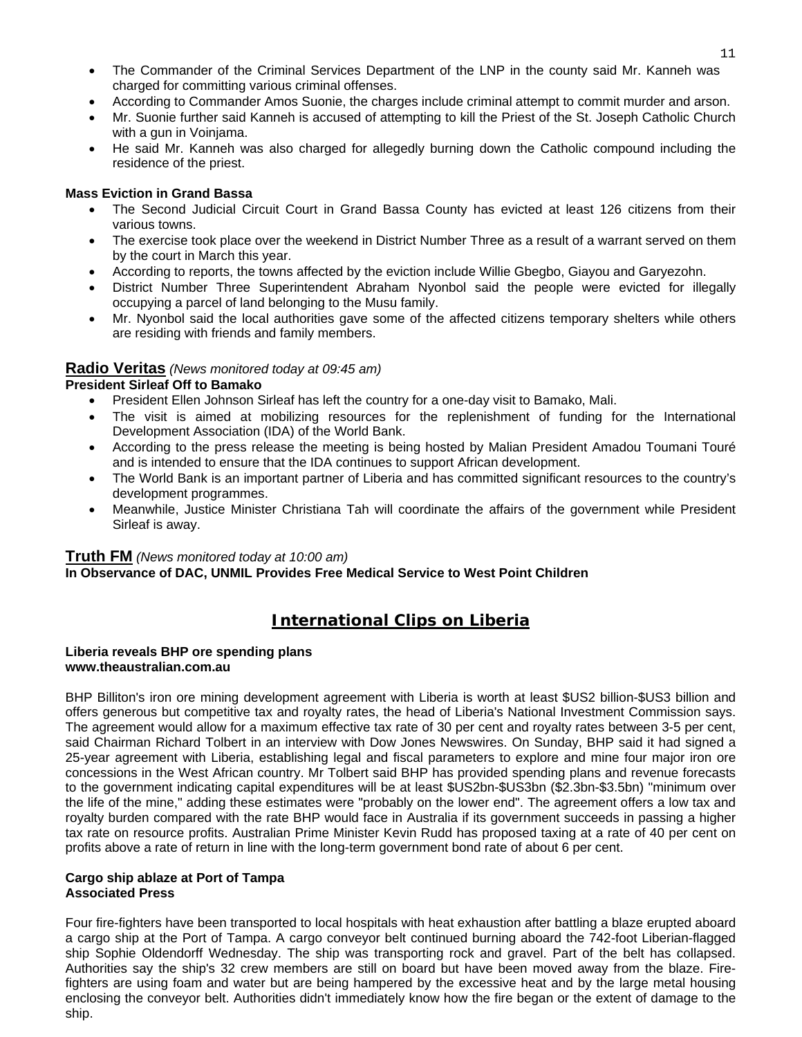- The Commander of the Criminal Services Department of the LNP in the county said Mr. Kanneh was charged for committing various criminal offenses.
- According to Commander Amos Suonie, the charges include criminal attempt to commit murder and arson.
- Mr. Suonie further said Kanneh is accused of attempting to kill the Priest of the St. Joseph Catholic Church with a gun in Voinjama.
- He said Mr. Kanneh was also charged for allegedly burning down the Catholic compound including the residence of the priest.

**Mass Eviction in Grand Bassa**

- The Second Judicial Circuit Court in Grand Bassa County has evicted at least 126 citizens from their various towns.
- The exercise took place over the weekend in District Number Three as a result of a warrant served on them by the court in March this year.
- According to reports, the towns affected by the eviction include Willie Gbegbo, Giayou and Garyezohn.
- District Number Three Superintendent Abraham Nyonbol said the people were evicted for illegally occupying a parcel of land belonging to the Musu family.
- Mr. Nyonbol said the local authorities gave some of the affected citizens temporary shelters while others are residing with friends and family members.

## Radio Veritas *(News monitored today at 09:45 am)*

**President Sirleaf Off to Bamako**

- President Ellen Johnson Sirleaf has left the country for a one-day visit to Bamako, Mali.
- The visit is aimed at mobilizing resources for the replenishment of funding for the International Development Association (IDA) of the World Bank.
- According to the press release the meeting is being hosted by Malian President Amadou Toumani Touré and is intended to ensure that the IDA continues to support African development.
- The World Bank is an important partner of Liberia and has committed significant resources to the country's development programmes.
- Meanwhile, Justice Minister Christiana Tah will coordinate the affairs of the government while President Sirleaf is away.

## Truth FM *(News monitored today at 10:00 am)*

**In Observance of DAC, UNMIL Provides Free Medical Service to West Point Children**

# International Clips on Liberia

**Liberia reveals BHP ore spending plans**
**www.theaustralian.com.au**

BHP Billiton's iron ore mining development agreement with Liberia is worth at least $US2 billion-$US3 billion and offers generous but competitive tax and royalty rates, the head of Liberia's National Investment Commission says. The agreement would allow for a maximum effective tax rate of 30 per cent and royalty rates between 3-5 per cent, said Chairman Richard Tolbert in an interview with Dow Jones Newswires. On Sunday, BHP said it had signed a 25-year agreement with Liberia, establishing legal and fiscal parameters to explore and mine four major iron ore concessions in the West African country. Mr Tolbert said BHP has provided spending plans and revenue forecasts to the government indicating capital expenditures will be at least $US2bn-$US3bn ($2.3bn-$3.5bn) "minimum over the life of the mine," adding these estimates were "probably on the lower end". The agreement offers a low tax and royalty burden compared with the rate BHP would face in Australia if its government succeeds in passing a higher tax rate on resource profits. Australian Prime Minister Kevin Rudd has proposed taxing at a rate of 40 per cent on profits above a rate of return in line with the long-term government bond rate of about 6 per cent.

**Cargo ship ablaze at Port of Tampa**
**Associated Press**

Four fire-fighters have been transported to local hospitals with heat exhaustion after battling a blaze erupted aboard a cargo ship at the Port of Tampa. A cargo conveyor belt continued burning aboard the 742-foot Liberian-flagged ship Sophie Oldendorff Wednesday. The ship was transporting rock and gravel. Part of the belt has collapsed. Authorities say the ship's 32 crew members are still on board but have been moved away from the blaze. Fire-fighters are using foam and water but are being hampered by the excessive heat and by the large metal housing enclosing the conveyor belt. Authorities didn't immediately know how the fire began or the extent of damage to the ship.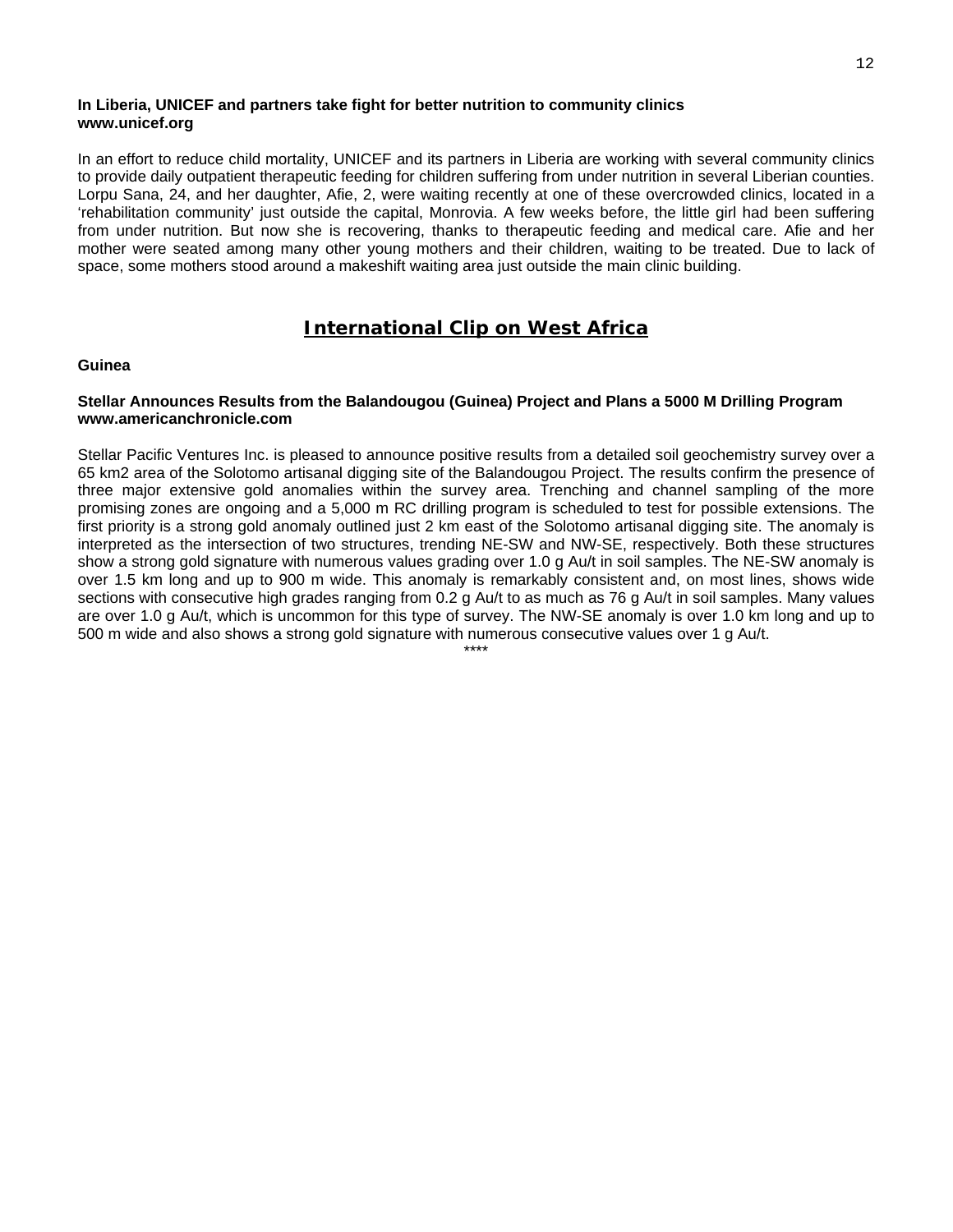**In Liberia, UNICEF and partners take fight for better nutrition to community clinics**
**www.unicef.org**

In an effort to reduce child mortality, UNICEF and its partners in Liberia are working with several community clinics to provide daily outpatient therapeutic feeding for children suffering from under nutrition in several Liberian counties. Lorpu Sana, 24, and her daughter, Afie, 2, were waiting recently at one of these overcrowded clinics, located in a 'rehabilitation community' just outside the capital, Monrovia. A few weeks before, the little girl had been suffering from under nutrition. But now she is recovering, thanks to therapeutic feeding and medical care. Afie and her mother were seated among many other young mothers and their children, waiting to be treated. Due to lack of space, some mothers stood around a makeshift waiting area just outside the main clinic building.

## International Clip on West Africa

**Guinea**

**Stellar Announces Results from the Balandougou (Guinea) Project and Plans a 5000 M Drilling Program**
**www.americanchronicle.com**

Stellar Pacific Ventures Inc. is pleased to announce positive results from a detailed soil geochemistry survey over a 65 km2 area of the Solotomo artisanal digging site of the Balandougou Project. The results confirm the presence of three major extensive gold anomalies within the survey area. Trenching and channel sampling of the more promising zones are ongoing and a 5,000 m RC drilling program is scheduled to test for possible extensions. The first priority is a strong gold anomaly outlined just 2 km east of the Solotomo artisanal digging site. The anomaly is interpreted as the intersection of two structures, trending NE-SW and NW-SE, respectively. Both these structures show a strong gold signature with numerous values grading over 1.0 g Au/t in soil samples. The NE-SW anomaly is over 1.5 km long and up to 900 m wide. This anomaly is remarkably consistent and, on most lines, shows wide sections with consecutive high grades ranging from 0.2 g Au/t to as much as 76 g Au/t in soil samples. Many values are over 1.0 g Au/t, which is uncommon for this type of survey. The NW-SE anomaly is over 1.0 km long and up to 500 m wide and also shows a strong gold signature with numerous consecutive values over 1 g Au/t.

****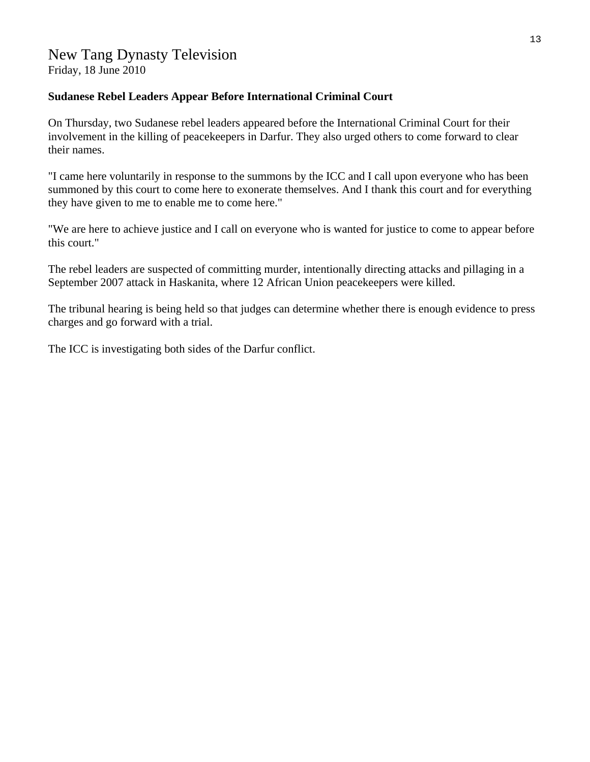New Tang Dynasty Television
Friday, 18 June 2010

**Sudanese Rebel Leaders Appear Before International Criminal Court**

On Thursday, two Sudanese rebel leaders appeared before the International Criminal Court for their involvement in the killing of peacekeepers in Darfur. They also urged others to come forward to clear their names.

"I came here voluntarily in response to the summons by the ICC and I call upon everyone who has been summoned by this court to come here to exonerate themselves. And I thank this court and for everything they have given to me to enable me to come here."

"We are here to achieve justice and I call on everyone who is wanted for justice to come to appear before this court."

The rebel leaders are suspected of committing murder, intentionally directing attacks and pillaging in a September 2007 attack in Haskanita, where 12 African Union peacekeepers were killed.

The tribunal hearing is being held so that judges can determine whether there is enough evidence to press charges and go forward with a trial.

The ICC is investigating both sides of the Darfur conflict.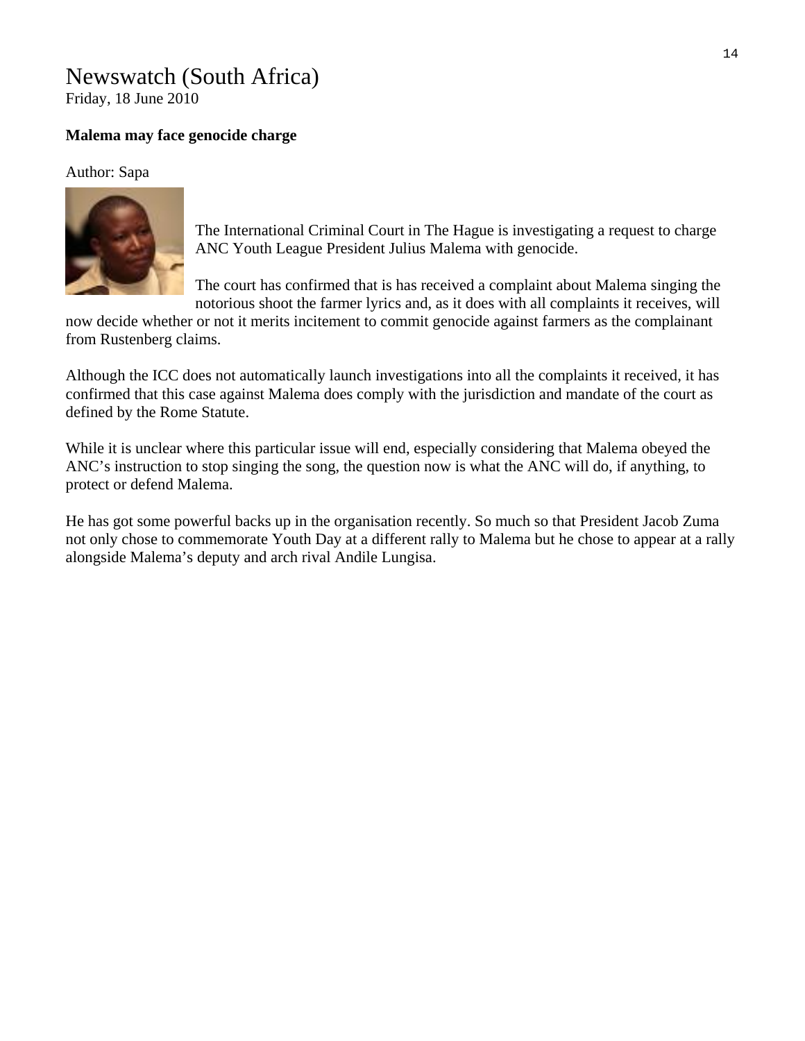# Newswatch (South Africa)

Friday, 18 June 2010

**Malema may face genocide charge**

Author: Sapa

The International Criminal Court in The Hague is investigating a request to charge ANC Youth League President Julius Malema with genocide.

The court has confirmed that is has received a complaint about Malema singing the notorious shoot the farmer lyrics and, as it does with all complaints it receives, will now decide whether or not it merits incitement to commit genocide against farmers as the complainant from Rustenberg claims.

Although the ICC does not automatically launch investigations into all the complaints it received, it has confirmed that this case against Malema does comply with the jurisdiction and mandate of the court as defined by the Rome Statute.

While it is unclear where this particular issue will end, especially considering that Malema obeyed the ANC's instruction to stop singing the song, the question now is what the ANC will do, if anything, to protect or defend Malema.

He has got some powerful backs up in the organisation recently. So much so that President Jacob Zuma not only chose to commemorate Youth Day at a different rally to Malema but he chose to appear at a rally alongside Malema's deputy and arch rival Andile Lungisa.